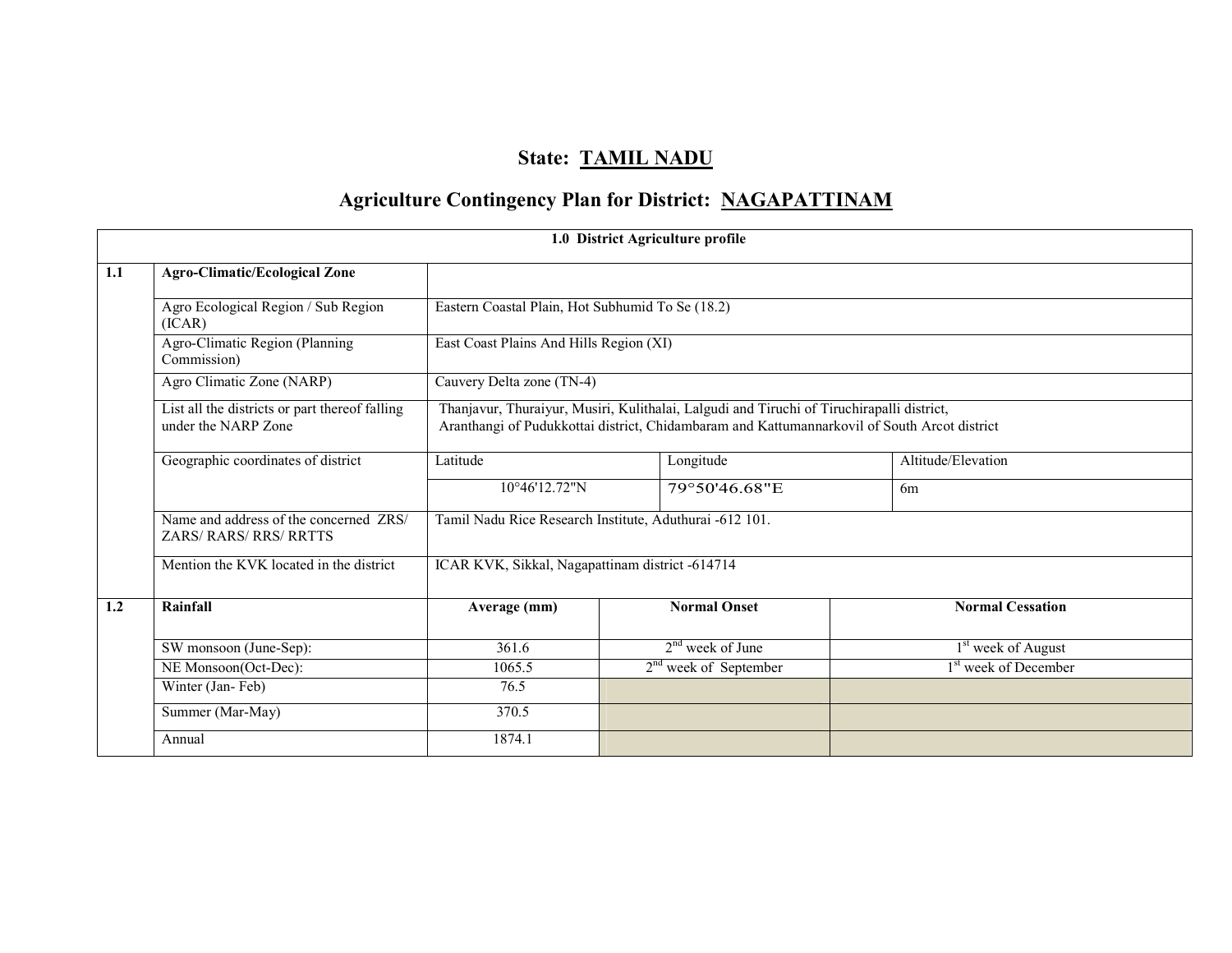# State: TAMIL NADU

## Agriculture Contingency Plan for District: NAGAPATTINAM

| 1.0 District Agriculture profile | | | | |
|---|---|---|---|---|
| **1.1** | **Agro-Climatic/Ecological Zone** | | | |
| | Agro Ecological Region / Sub Region (ICAR) | Eastern Coastal Plain, Hot Subhumid To Se (18.2) | | |
| | Agro-Climatic Region (Planning Commission) | East Coast Plains And Hills Region (XI) | | |
| | Agro Climatic Zone (NARP) | Cauvery Delta zone (TN-4) | | |
| | List all the districts or part thereof falling under the NARP Zone | Thanjavur, Thuraiyur, Musiri, Kulithalai, Lalgudi and Tiruchi of Tiruchirapalli district, Aranthangi of Pudukkottai district, Chidambaram and Kattumannarkovil of South Arcot district | | |
| | Geographic coordinates of district | Latitude | Longitude | Altitude/Elevation |
| | | 10°46'12.72"N | 79°50'46.68"E | 6m |
| | Name and address of the concerned ZRS/ ZARS/ RARS/ RRS/ RRTTS | Tamil Nadu Rice Research Institute, Aduthurai -612 101. | | |
| | Mention the KVK located in the district | ICAR KVK, Sikkal, Nagapattinam district -614714 | | |

| 1.2 | Rainfall | Average (mm) | Normal Onset | Normal Cessation |
|---|---|---|---|---|
| | SW monsoon (June-Sep): | 361.6 | 2nd week of June | 1st week of August |
| | NE Monsoon(Oct-Dec): | 1065.5 | 2nd week of September | 1st week of December |
| | Winter (Jan- Feb) | 76.5 | | |
| | Summer (Mar-May) | 370.5 | | |
| | Annual | 1874.1 | | |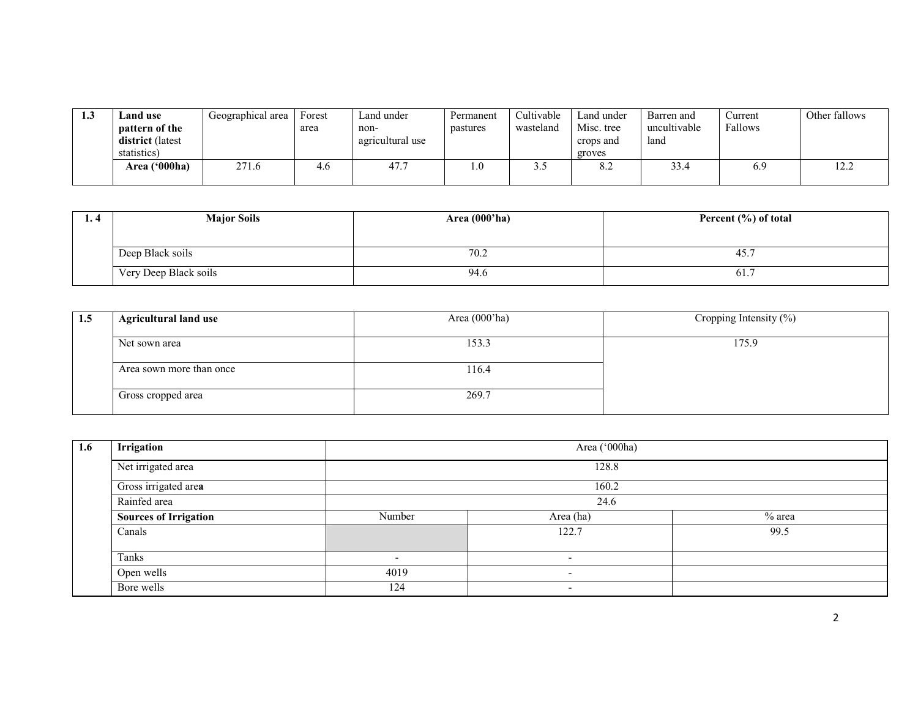| 1.3 | Land use pattern of the district (latest statistics) | Geographical area | Forest area | Land under non-agricultural use | Permanent pastures | Cultivable wasteland | Land under Misc. tree crops and groves | Barren and uncultivable land | Current Fallows | Other fallows |
|---|---|---|---|---|---|---|---|---|---|---|
| | **Area ('000ha)** | 271.6 | 4.6 | 47.7 | 1.0 | 3.5 | 8.2 | 33.4 | 6.9 | 12.2 |

| 1. 4 | **Major Soils** | **Area (000'ha)** | **Percent (%) of total** |
|---|---|---|---|
| | Deep Black soils | 70.2 | 45.7 |
| | Very Deep Black soils | 94.6 | 61.7 |

| 1.5 | **Agricultural land use** | Area (000'ha) | Cropping Intensity (%) |
|---|---|---|---|
| | Net sown area | 153.3 | 175.9 |
| | Area sown more than once | 116.4 | |
| | Gross cropped area | 269.7 | |

| 1.6 | **Irrigation** | Area ('000ha) | | |
|---|---|---|---|---|
| | Net irrigated area | 128.8 | | |
| | Gross irrigated area | 160.2 | | |
| | Rainfed area | 24.6 | | |
| | **Sources of Irrigation** | Number | Area (ha) | % area |
| | Canals | | 122.7 | 99.5 |
| | Tanks | - | - | |
| | Open wells | 4019 | - | |
| | Bore wells | 124 | - | |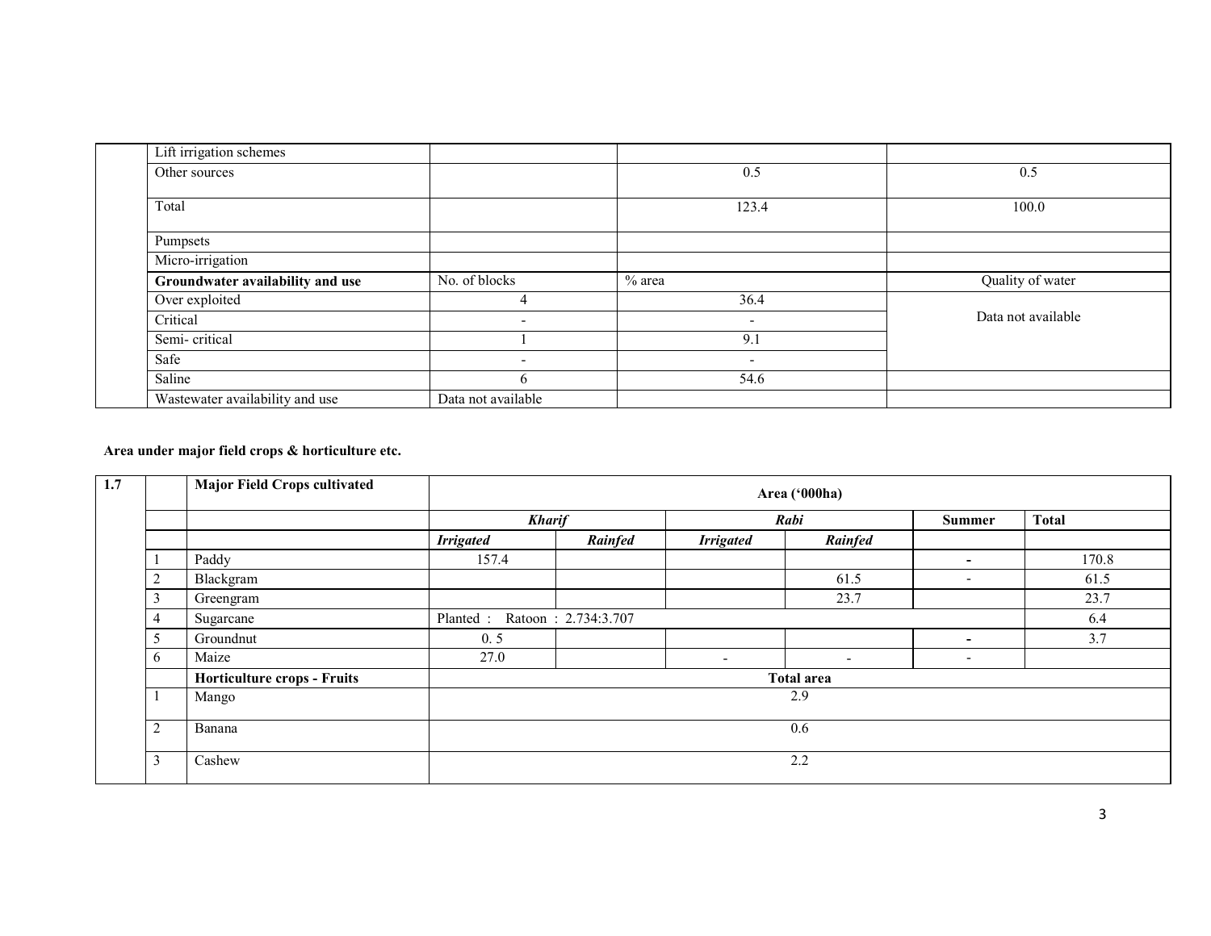| | | | | |
|---|---|---|---|---|
| | Lift irrigation schemes | | | |
| | Other sources | | 0.5 | 0.5 |
| | Total | | 123.4 | 100.0 |
| | Pumpsets | | | |
| | Micro-irrigation | | | |
| | **Groundwater availability and use** | No. of blocks | % area | Quality of water |
| | Over exploited | 4 | 36.4 | Data not available |
| | Critical | - | - | |
| | Semi- critical | 1 | 9.1 | |
| | Safe | - | - | |
| | Saline | 6 | 54.6 | |
| | Wastewater availability and use | Data not available | | |

**Area under major field crops & horticulture etc.**

| **1.7** | | **Major Field Crops cultivated** | **Area ('000ha)** | | | | | |
|---|---|---|---|---|---|---|---|---|
| | | | ***Kharif*** | | ***Rabi*** | | **Summer** | **Total** |
| | | | ***Irrigated*** | ***Rainfed*** | ***Irrigated*** | ***Rainfed*** | | |
| | 1 | Paddy | 157.4 | | | | - | 170.8 |
| | 2 | Blackgram | | | | 61.5 | - | 61.5 |
| | 3 | Greengram | | | | 23.7 | | 23.7 |
| | 4 | Sugarcane | Planted : Ratoon : 2.734:3.707 | | | | | 6.4 |
| | 5 | Groundnut | 0. 5 | | | | - | 3.7 |
| | 6 | Maize | 27.0 | | - | - | - | |
| | | **Horticulture crops - Fruits** | **Total area** | | | | | |
| | 1 | Mango | 2.9 | | | | | |
| | 2 | Banana | 0.6 | | | | | |
| | 3 | Cashew | 2.2 | | | | | |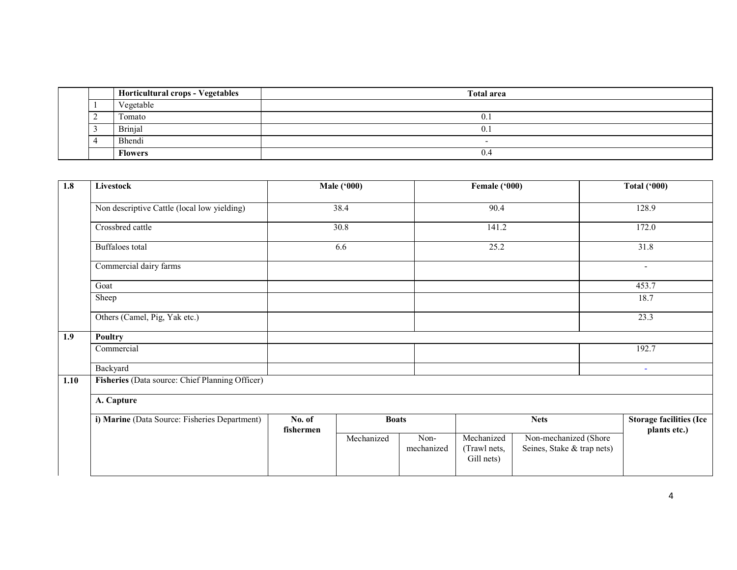| | | Horticultural crops - Vegetables | Total area |
|---|---|---|---|
| | 1 | Vegetable | |
| | 2 | Tomato | 0.1 |
| | 3 | Brinjal | 0.1 |
| | 4 | Bhendi | - |
| | | **Flowers** | 0.4 |

| | | | | | | | |
|---|---|---|---|---|---|---|---|
| **1.8** | **Livestock** | **Male ('000)** | | **Female ('000)** | | | **Total ('000)** |
| | Non descriptive Cattle (local low yielding) | 38.4 | | 90.4 | | | 128.9 |
| | Crossbred cattle | 30.8 | | 141.2 | | | 172.0 |
| | Buffaloes total | 6.6 | | 25.2 | | | 31.8 |
| | Commercial dairy farms | | | | | | - |
| | Goat | | | | | | 453.7 |
| | Sheep | | | | | | 18.7 |
| | Others (Camel, Pig, Yak etc.) | | | | | | 23.3 |
| **1.9** | **Poultry** | | | | | | |
| | Commercial | | | | | | 192.7 |
| | Backyard | | | | | | - |
| **1.10** | **Fisheries** (Data source: Chief Planning Officer) | | | | | | |
| | **A. Capture** | | | | | | |
| | **i) Marine** (Data Source: Fisheries Department) | **No. of fishermen** | **Boats** | | **Nets** | | **Storage facilities (Ice plants etc.)** |
| | | | Mechanized | Non-mechanized | Mechanized (Trawl nets, Gill nets) | Non-mechanized (Shore Seines, Stake & trap nets) | |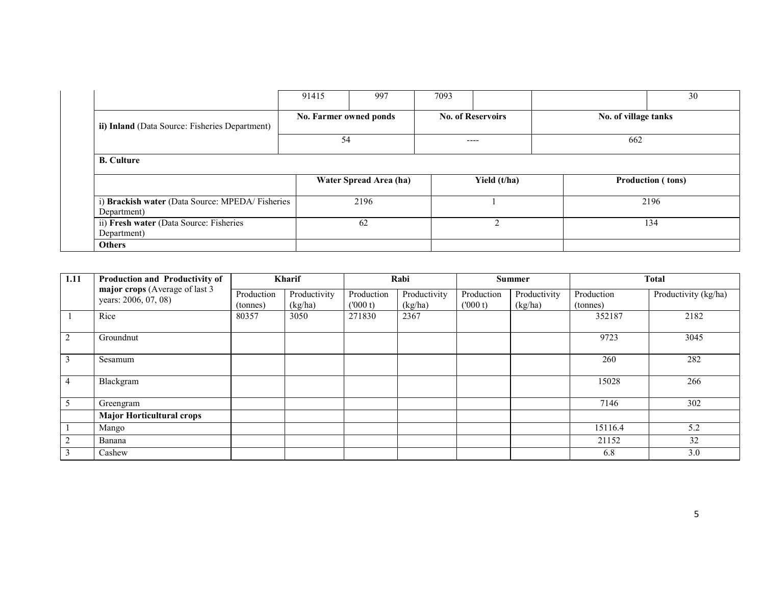| | | | | | | |
|---|---|---|---|---|---|---|
| | 91415 | 997 | 7093 | | | 30 |
| ii) **Inland** (Data Source: Fisheries Department) | **No. Farmer owned ponds** | | **No. of Reservoirs** | | **No. of village tanks** | |
| | 54 | | ---- | | 662 | |
| **B. Culture** | | | | | | |

| | Water Spread Area (ha) | Yield (t/ha) | Production ( tons) |
|---|---|---|---|
| i) **Brackish water** (Data Source: MPEDA/ Fisheries Department) | 2196 | 1 | 2196 |
| ii) **Fresh water** (Data Source: Fisheries Department) | 62 | 2 | 134 |
| **Others** | | | |

| 1.11 | **Production and Productivity of major crops** (Average of last 3 years: 2006, 07, 08) | Kharif | | Rabi | | Summer | | Total | |
|---|---|---|---|---|---|---|---|---|---|
| | | Production (tonnes) | Productivity (kg/ha) | Production ('000 t) | Productivity (kg/ha) | Production ('000 t) | Productivity (kg/ha) | Production (tonnes) | Productivity (kg/ha) |
| 1 | Rice | 80357 | 3050 | 271830 | 2367 | | | 352187 | 2182 |
| 2 | Groundnut | | | | | | | 9723 | 3045 |
| 3 | Sesamum | | | | | | | 260 | 282 |
| 4 | Blackgram | | | | | | | 15028 | 266 |
| 5 | Greengram | | | | | | | 7146 | 302 |
| | **Major Horticultural crops** | | | | | | | | |
| 1 | Mango | | | | | | | 15116.4 | 5.2 |
| 2 | Banana | | | | | | | 21152 | 32 |
| 3 | Cashew | | | | | | | 6.8 | 3.0 |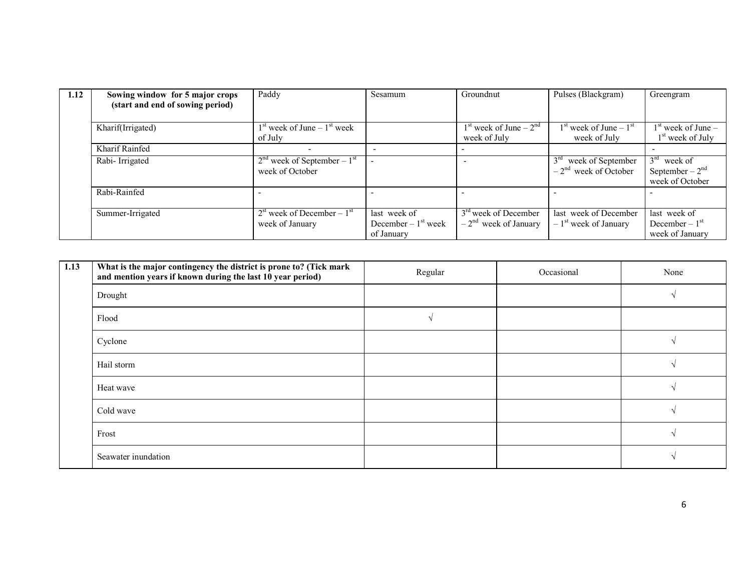| 1.12 | Sowing window for 5 major crops (start and end of sowing period) | Paddy | Sesamum | Groundnut | Pulses (Blackgram) | Greengram |
|---|---|---|---|---|---|---|
| | Kharif(Irrigated) | 1st week of June – 1st week of July | | 1st week of June – 2nd week of July | 1st week of June – 1st week of July | 1st week of June – 1st week of July |
| | Kharif Rainfed | - | - | - | | - |
| | Rabi- Irrigated | 2nd week of September – 1st week of October | - | - | 3rd week of September – 2nd week of October | 3rd week of September – 2nd week of October |
| | Rabi-Rainfed | - | - | - | - | - |
| | Summer-Irrigated | 2st week of December – 1st week of January | last week of December – 1st week of January | 3rd week of December – 2nd week of January | last week of December – 1st week of January | last week of December – 1st week of January |

| 1.13 | What is the major contingency the district is prone to? (Tick mark and mention years if known during the last 10 year period) | Regular | Occasional | None |
|---|---|---|---|---|
| | Drought | | | √ |
| | Flood | √ | | |
| | Cyclone | | | √ |
| | Hail storm | | | √ |
| | Heat wave | | | √ |
| | Cold wave | | | √ |
| | Frost | | | √ |
| | Seawater inundation | | | √ |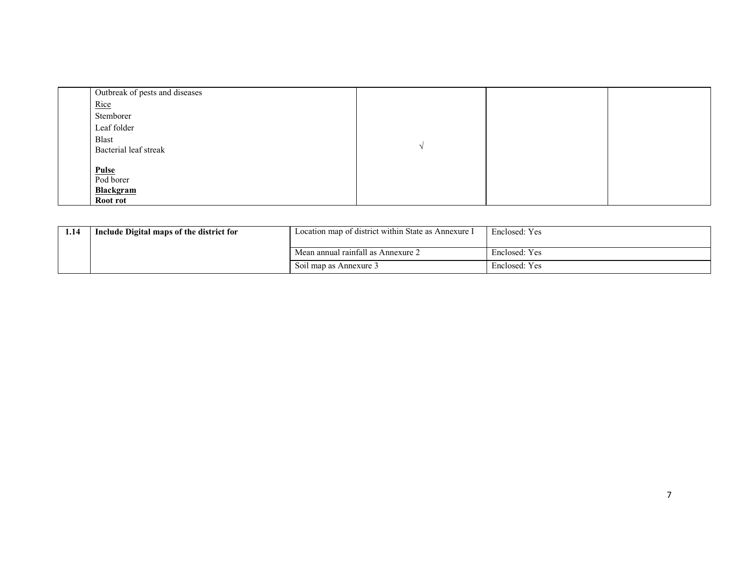| | | | | |
|---|---|---|---|---|
| | Outbreak of pests and diseases<br>Rice<br>Stemborer<br>Leaf folder<br>Blast<br>Bacterial leaf streak<br><br>**Pulse**<br>Pod borer<br>**Blackgram**<br>**Root rot** | √ | | |

| | | | |
|---|---|---|---|
| **1.14** | **Include Digital maps of the district for** | Location map of district within State as Annexure I | Enclosed: Yes |
| | | Mean annual rainfall as Annexure 2 | Enclosed: Yes |
| | | Soil map as Annexure 3 | Enclosed: Yes |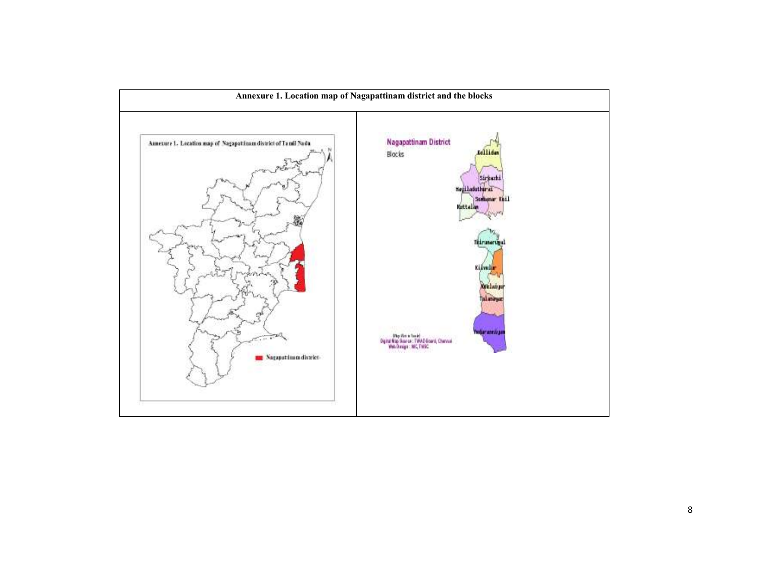| Annexure 1. Location map of Nagapattinam district and the blocks | |
|---|---|
| Annexure 1. Location map of Nagapattinam district of Tamil Nadu<br><br>Nagapattinam district | Nagapattinam District<br>Blocks<br><br>Kollidam<br>Sirkazhi<br>Mayiladuthurai<br>Sembanar Koil<br>Kuttalam<br>Thirumarugal<br>Kilvelur<br>Keelaiyur<br>Talanayar<br>Vedaranniyam |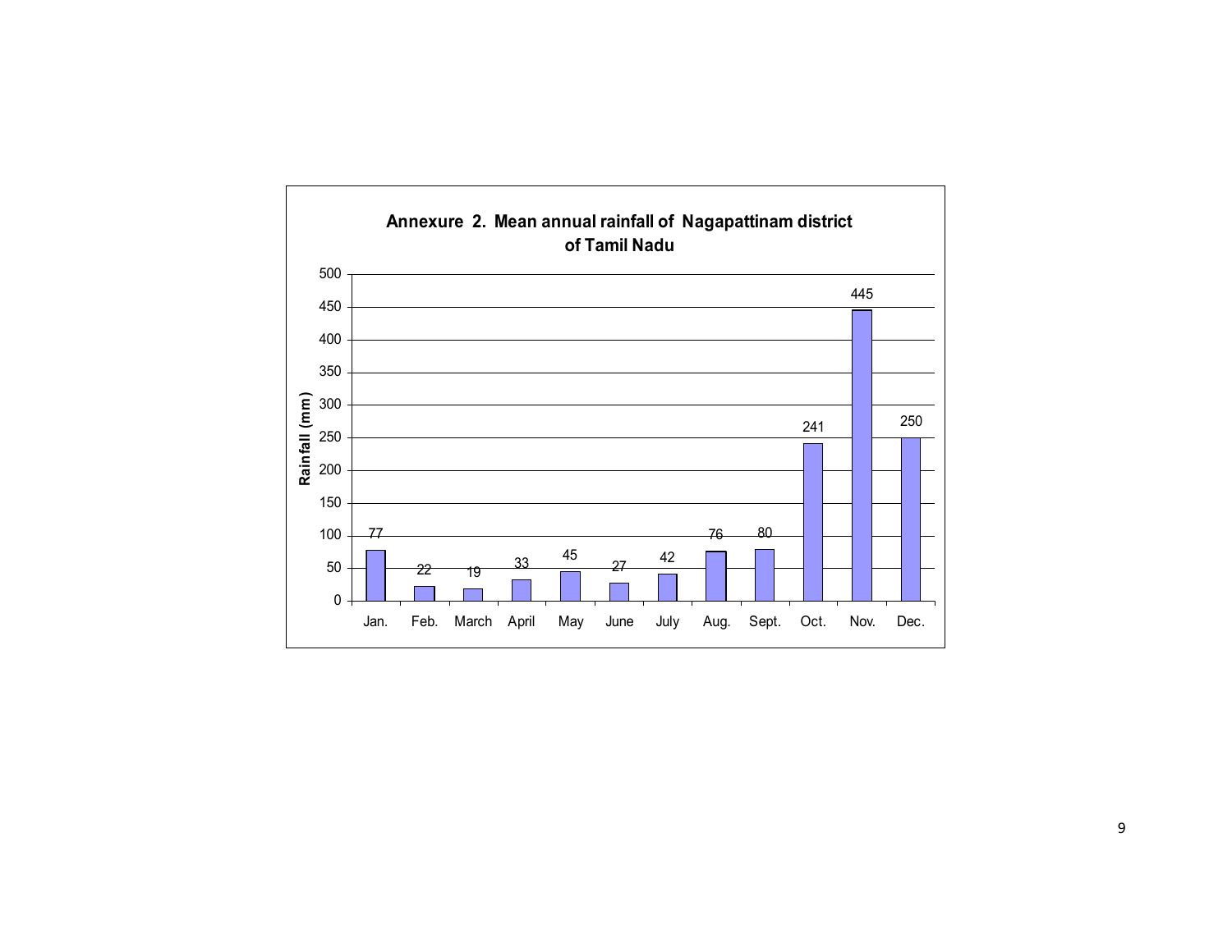**Annexure 2. Mean annual rainfall of Nagapattinam district of Tamil Nadu**

| Month | Rainfall (mm) |
|---|---|
| Jan. | 77 |
| Feb. | 22 |
| March | 19 |
| April | 33 |
| May | 45 |
| June | 27 |
| July | 42 |
| Aug. | 76 |
| Sept. | 80 |
| Oct. | 241 |
| Nov. | 445 |
| Dec. | 250 |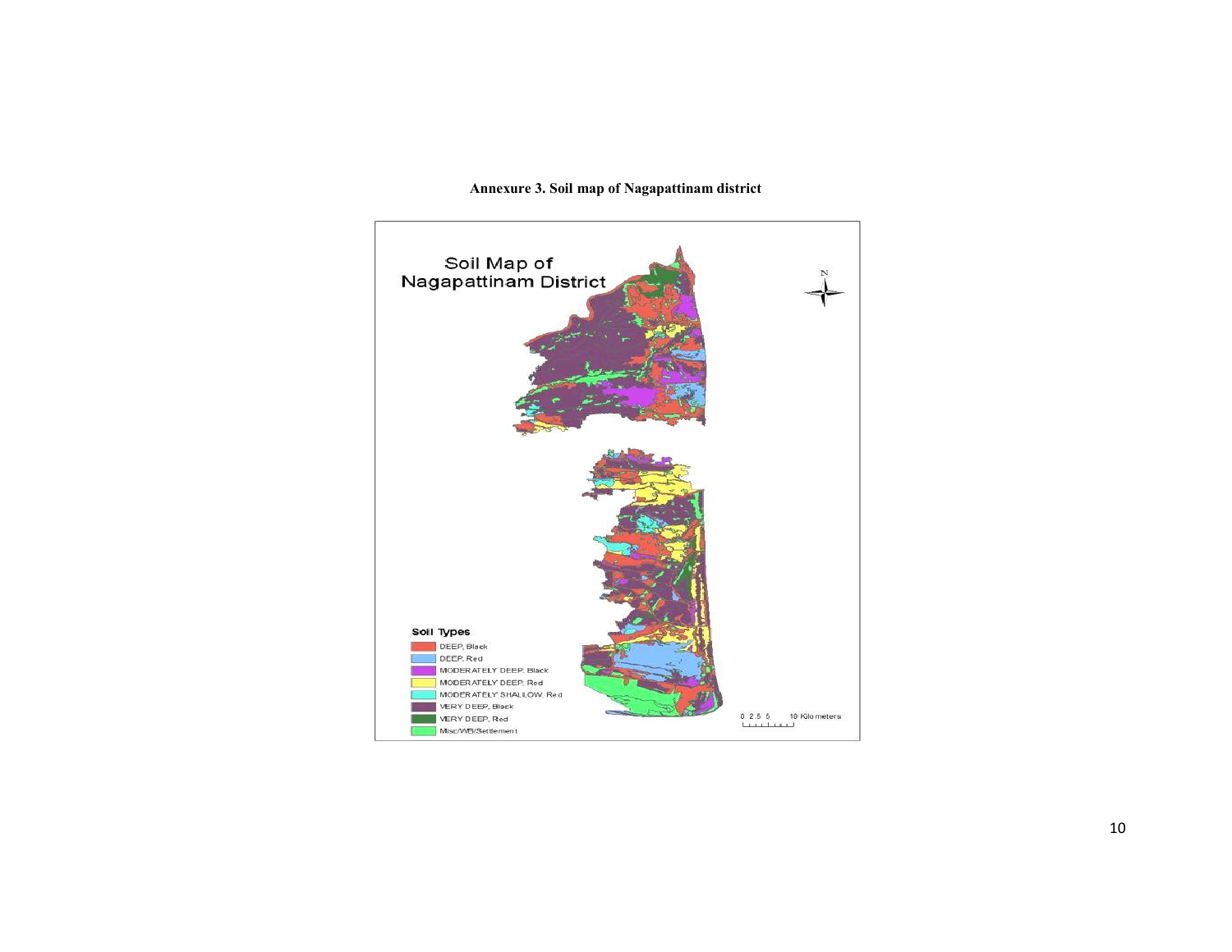**Annexure 3. Soil map of Nagapattinam district**

Soil Map of Nagapattinam District

Soil Types

- DEEP, Black
- DEEP, Red
- MODERATELY DEEP, Black
- MODERATELY DEEP, Red
- MODERATELY SHALLOW, Red
- VERY DEEP, Black
- VERY DEEP, Red
- Misc/WB/Settlement

0 2.5 5 10 Kilometers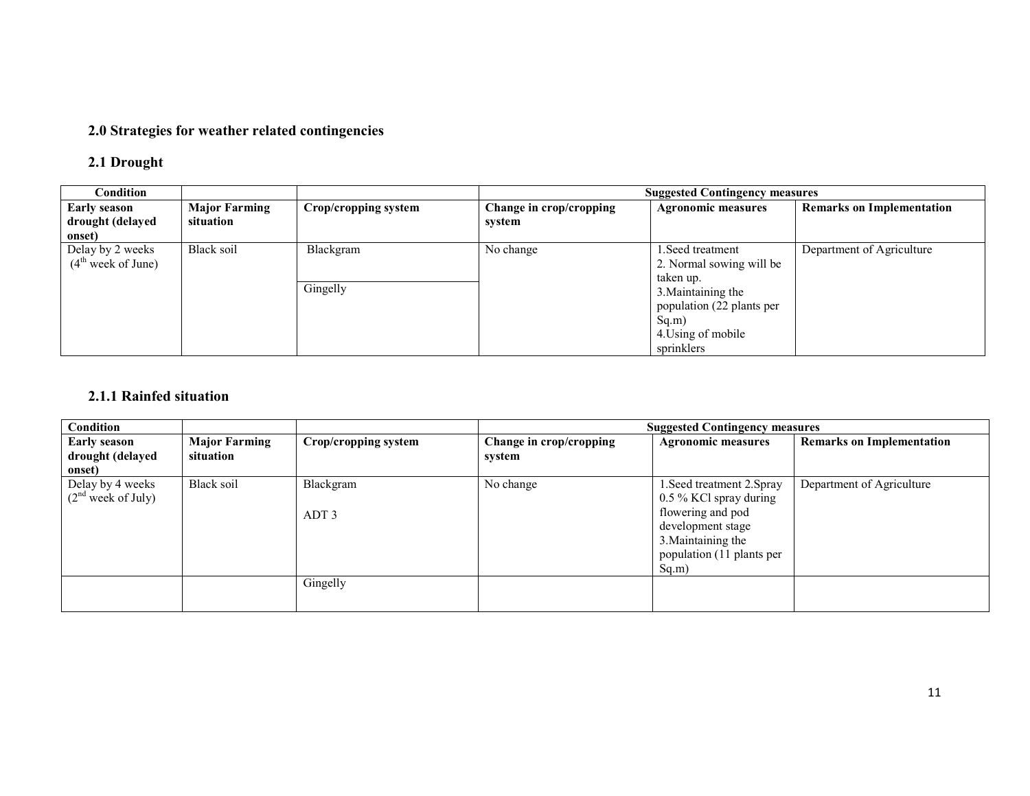## 2.0 Strategies for weather related contingencies

### 2.1 Drought

| Condition | | | Suggested Contingency measures | | |
|---|---|---|---|---|---|
| **Early season drought (delayed onset)** | **Major Farming situation** | **Crop/cropping system** | **Change in crop/cropping system** | **Agronomic measures** | **Remarks on Implementation** |
| Delay by 2 weeks (4th week of June) | Black soil | Blackgram | No change | 1.Seed treatment<br>2. Normal sowing will be taken up.<br>3.Maintaining the population (22 plants per Sq.m)<br>4.Using of mobile sprinklers | Department of Agriculture |
| | | Gingelly | | | |

### 2.1.1 Rainfed situation

| Condition | | | Suggested Contingency measures | | |
|---|---|---|---|---|---|
| **Early season drought (delayed onset)** | **Major Farming situation** | **Crop/cropping system** | **Change in crop/cropping system** | **Agronomic measures** | **Remarks on Implementation** |
| Delay by 4 weeks (2nd week of July) | Black soil | Blackgram<br><br>ADT 3 | No change | 1.Seed treatment 2.Spray 0.5 % KCl spray during flowering and pod development stage<br>3.Maintaining the population (11 plants per Sq.m) | Department of Agriculture |
| | | Gingelly | | | |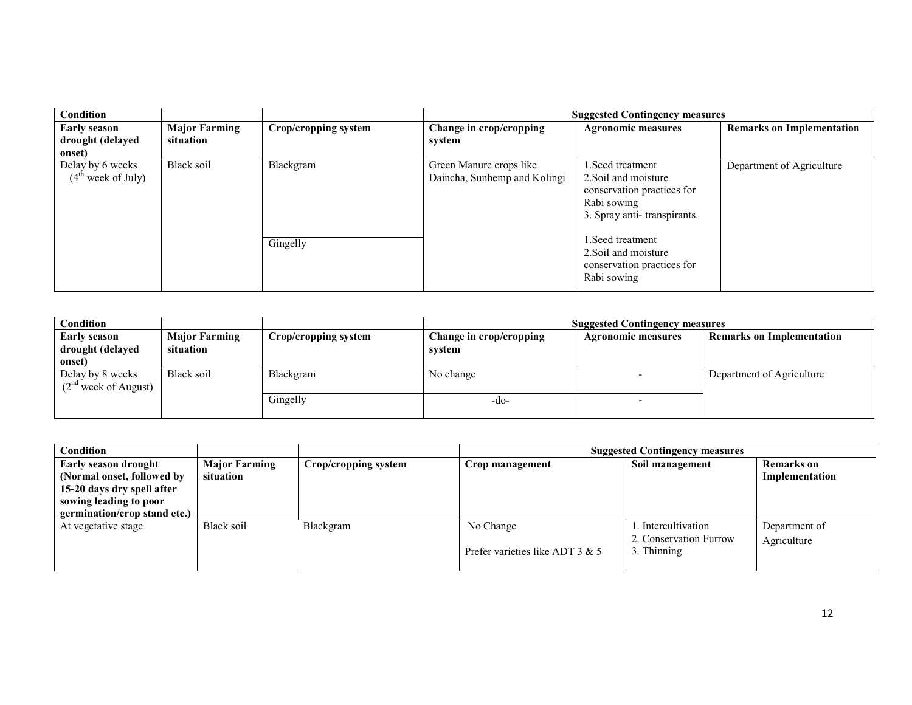| Condition | | | Suggested Contingency measures | | |
|---|---|---|---|---|---|
| **Early season drought (delayed onset)** | **Major Farming situation** | **Crop/cropping system** | **Change in crop/cropping system** | **Agronomic measures** | **Remarks on Implementation** |
| Delay by 6 weeks (4th week of July) | Black soil | Blackgram | Green Manure crops like Daincha, Sunhemp and Kolingi | 1.Seed treatment<br>2.Soil and moisture conservation practices for Rabi sowing<br>3. Spray anti- transpirants. | Department of Agriculture |
| | | Gingelly | | 1.Seed treatment<br>2.Soil and moisture conservation practices for Rabi sowing | |

| Condition | | | Suggested Contingency measures | | |
|---|---|---|---|---|---|
| **Early season drought (delayed onset)** | **Major Farming situation** | **Crop/cropping system** | **Change in crop/cropping system** | **Agronomic measures** | **Remarks on Implementation** |
| Delay by 8 weeks (2nd week of August) | Black soil | Blackgram | No change | - | Department of Agriculture |
| | | Gingelly | -do- | - | |

| Condition | | | Suggested Contingency measures | | |
|---|---|---|---|---|---|
| **Early season drought (Normal onset, followed by 15-20 days dry spell after sowing leading to poor germination/crop stand etc.)** | **Major Farming situation** | **Crop/cropping system** | **Crop management** | **Soil management** | **Remarks on Implementation** |
| At vegetative stage | Black soil | Blackgram | No Change<br><br>Prefer varieties like ADT 3 & 5 | 1. Intercultivation<br>2. Conservation Furrow<br>3. Thinning | Department of Agriculture |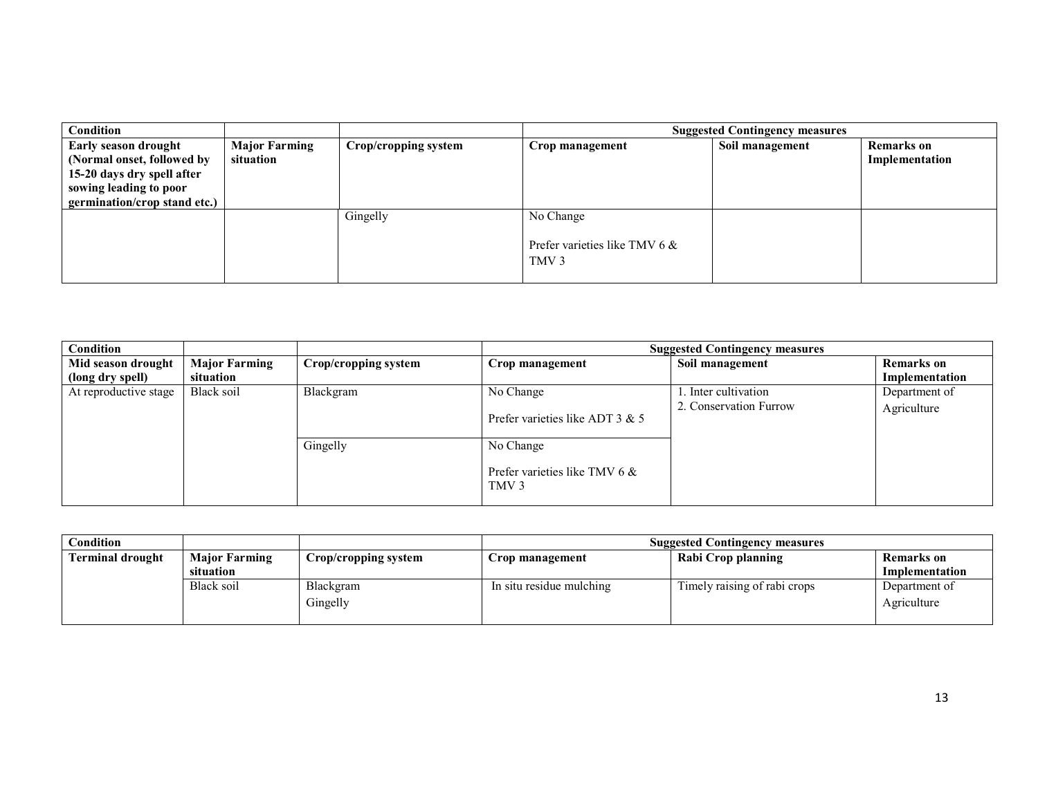| Condition | | | Suggested Contingency measures | | |
|---|---|---|---|---|---|
| **Early season drought (Normal onset, followed by 15-20 days dry spell after sowing leading to poor germination/crop stand etc.)** | **Major Farming situation** | **Crop/cropping system** | **Crop management** | **Soil management** | **Remarks on Implementation** |
| | | Gingelly | No Change<br><br>Prefer varieties like TMV 6 & TMV 3 | | |

| Condition | | | Suggested Contingency measures | | |
|---|---|---|---|---|---|
| **Mid season drought (long dry spell)** | **Major Farming situation** | **Crop/cropping system** | **Crop management** | **Soil management** | **Remarks on Implementation** |
| At reproductive stage | Black soil | Blackgram | No Change<br><br>Prefer varieties like ADT 3 & 5 | 1. Inter cultivation<br>2. Conservation Furrow | Department of Agriculture |
| | | Gingelly | No Change<br><br>Prefer varieties like TMV 6 & TMV 3 | | |

| Condition | | | Suggested Contingency measures | | |
|---|---|---|---|---|---|
| **Terminal drought** | **Major Farming situation** | **Crop/cropping system** | **Crop management** | **Rabi Crop planning** | **Remarks on Implementation** |
| | Black soil | Blackgram<br>Gingelly | In situ residue mulching | Timely raising of rabi crops | Department of Agriculture |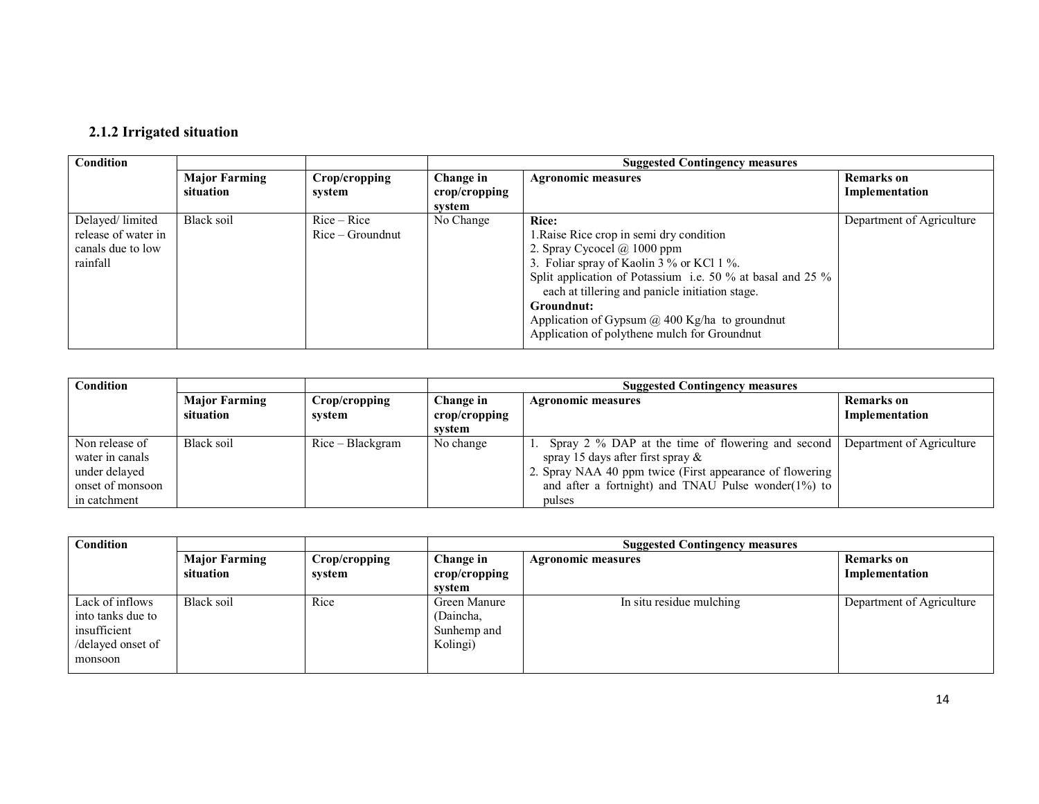### 2.1.2 Irrigated situation

| Condition | | | Suggested Contingency measures | | |
|---|---|---|---|---|---|
| | **Major Farming situation** | **Crop/cropping system** | **Change in crop/cropping system** | **Agronomic measures** | **Remarks on Implementation** |
| Delayed/ limited release of water in canals due to low rainfall | Black soil | Rice – Rice<br>Rice – Groundnut | No Change | **Rice:**<br>1.Raise Rice crop in semi dry condition<br>2. Spray Cycocel @ 1000 ppm<br>3. Foliar spray of Kaolin 3 % or KCl 1 %.<br>Split application of Potassium i.e. 50 % at basal and 25 % each at tillering and panicle initiation stage.<br>**Groundnut:**<br>Application of Gypsum @ 400 Kg/ha to groundnut<br>Application of polythene mulch for Groundnut | Department of Agriculture |

| Condition | | | Suggested Contingency measures | | |
|---|---|---|---|---|---|
| | **Major Farming situation** | **Crop/cropping system** | **Change in crop/cropping system** | **Agronomic measures** | **Remarks on Implementation** |
| Non release of water in canals under delayed onset of monsoon in catchment | Black soil | Rice – Blackgram | No change | 1. Spray 2 % DAP at the time of flowering and second spray 15 days after first spray &<br>2. Spray NAA 40 ppm twice (First appearance of flowering and after a fortnight) and TNAU Pulse wonder(1%) to pulses | Department of Agriculture |

| Condition | | | Suggested Contingency measures | | |
|---|---|---|---|---|---|
| | **Major Farming situation** | **Crop/cropping system** | **Change in crop/cropping system** | **Agronomic measures** | **Remarks on Implementation** |
| Lack of inflows into tanks due to insufficient /delayed onset of monsoon | Black soil | Rice | Green Manure (Daincha, Sunhemp and Kolingi) | In situ residue mulching | Department of Agriculture |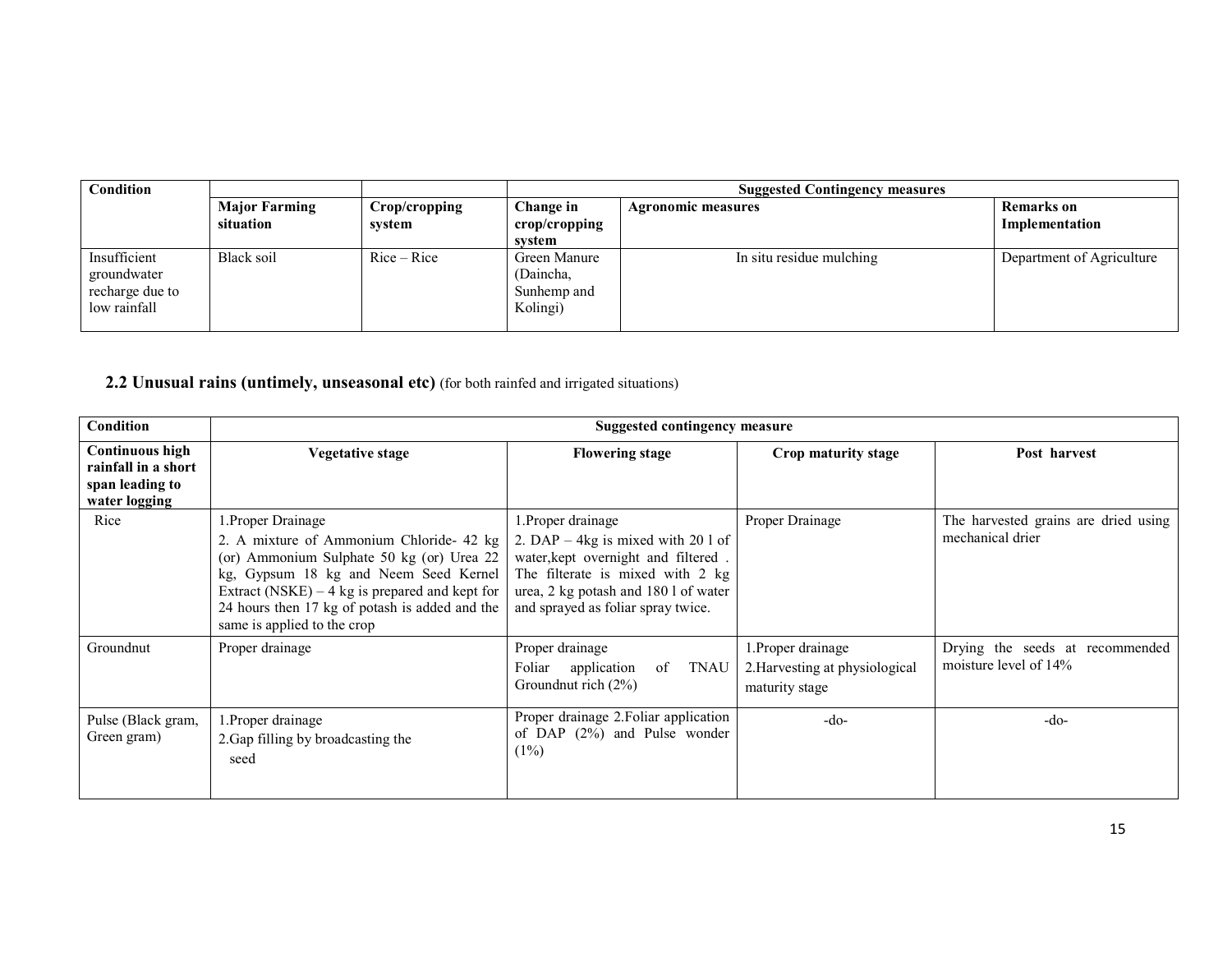| Condition | | | Suggested Contingency measures | | |
|---|---|---|---|---|---|
| | Major Farming situation | Crop/cropping system | Change in crop/cropping system | Agronomic measures | Remarks on Implementation |
| Insufficient groundwater recharge due to low rainfall | Black soil | Rice – Rice | Green Manure (Daincha, Sunhemp and Kolingi) | In situ residue mulching | Department of Agriculture |

## 2.2 Unusual rains (untimely, unseasonal etc) (for both rainfed and irrigated situations)

| Condition | Suggested contingency measure | | | |
|---|---|---|---|---|
| Continuous high rainfall in a short span leading to water logging | Vegetative stage | Flowering stage | Crop maturity stage | Post harvest |
| Rice | 1.Proper Drainage<br>2. A mixture of Ammonium Chloride- 42 kg (or) Ammonium Sulphate 50 kg (or) Urea 22 kg, Gypsum 18 kg and Neem Seed Kernel Extract (NSKE) – 4 kg is prepared and kept for 24 hours then 17 kg of potash is added and the same is applied to the crop | 1.Proper drainage<br>2. DAP – 4kg is mixed with 20 l of water,kept overnight and filtered . The filterate is mixed with 2 kg urea, 2 kg potash and 180 l of water and sprayed as foliar spray twice. | Proper Drainage | The harvested grains are dried using mechanical drier |
| Groundnut | Proper drainage | Proper drainage<br>Foliar application of TNAU Groundnut rich (2%) | 1.Proper drainage<br>2.Harvesting at physiological maturity stage | Drying the seeds at recommended moisture level of 14% |
| Pulse (Black gram, Green gram) | 1.Proper drainage<br>2.Gap filling by broadcasting the seed | Proper drainage 2.Foliar application of DAP (2%) and Pulse wonder (1%) | -do- | -do- |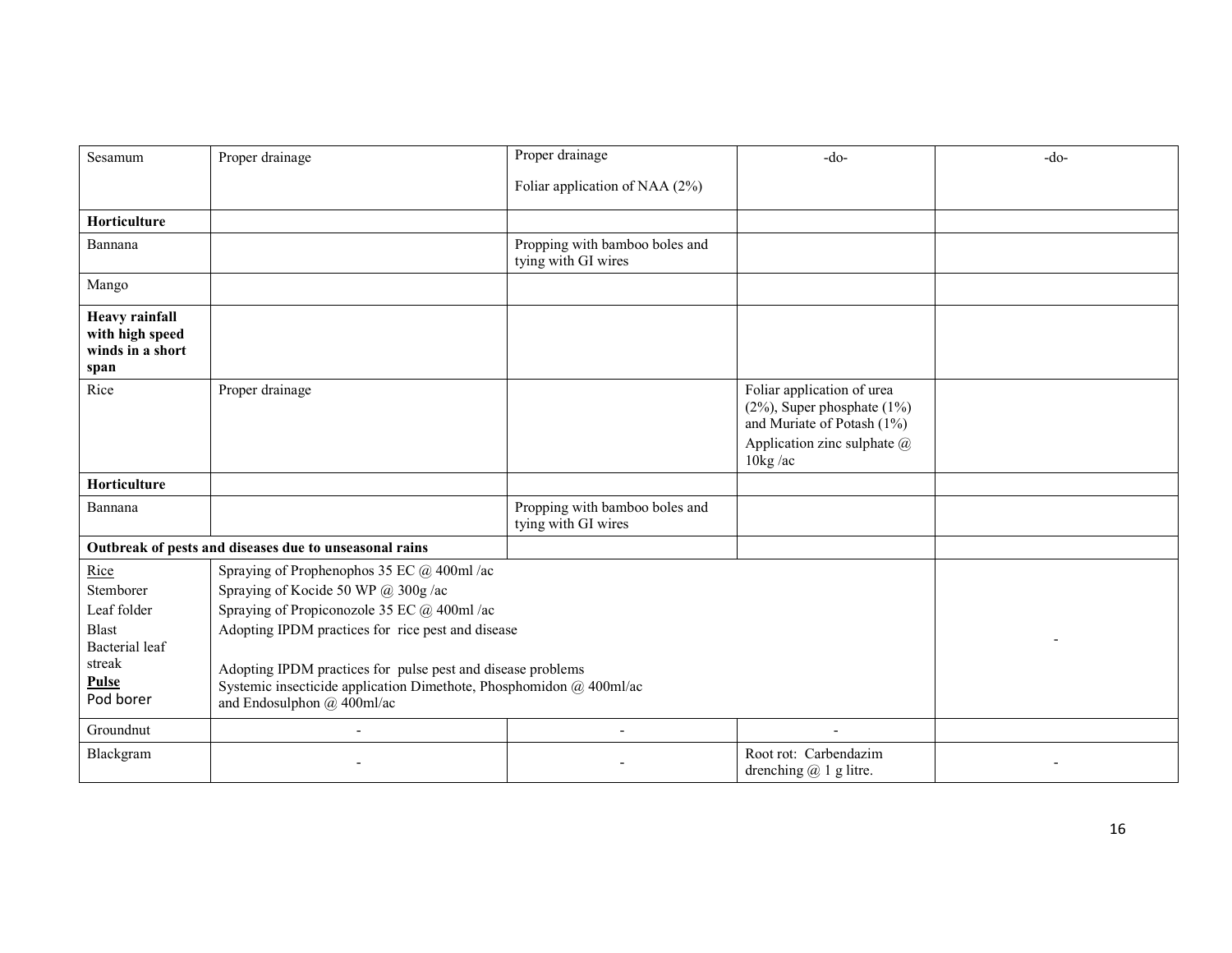| | | | | |
|---|---|---|---|---|
| Sesamum | Proper drainage | Proper drainage<br><br>Foliar application of NAA (2%) | -do- | -do- |
| **Horticulture** | | | | |
| Bannana | | Propping with bamboo boles and tying with GI wires | | |
| Mango | | | | |
| **Heavy rainfall with high speed winds in a short span** | | | | |
| Rice | Proper drainage | | Foliar application of urea (2%), Super phosphate (1%) and Muriate of Potash (1%)<br>Application zinc sulphate @ 10kg /ac | |
| **Horticulture** | | | | |
| Bannana | | Propping with bamboo boles and tying with GI wires | | |
| **Outbreak of pests and diseases due to unseasonal rains** | | | | |
| Rice<br>Stemborer<br>Leaf folder<br>Blast<br>Bacterial leaf streak<br>**Pulse**<br>Pod borer | Spraying of Prophenophos 35 EC @ 400ml /ac<br>Spraying of Kocide 50 WP @ 300g /ac<br>Spraying of Propiconozole 35 EC @ 400ml /ac<br>Adopting IPDM practices for rice pest and disease<br><br>Adopting IPDM practices for pulse pest and disease problems<br>Systemic insecticide application Dimethote, Phosphomidon @ 400ml/ac and Endosulphon @ 400ml/ac | | | - |
| Groundnut | - | - | - | |
| Blackgram | - | - | Root rot: Carbendazim drenching @ 1 g litre. | - |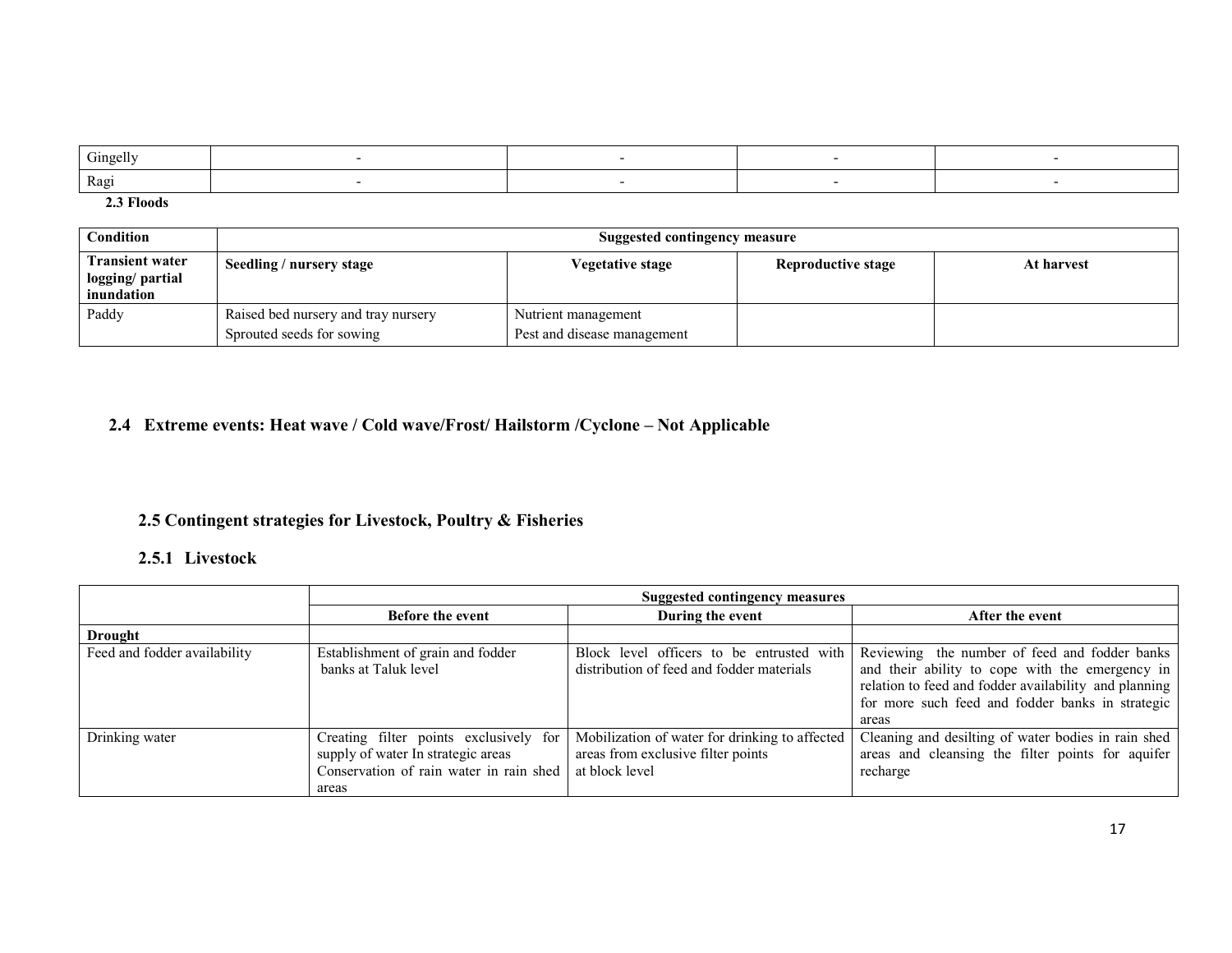| Gingelly | - | - | - | - |
|---|---|---|---|---|
| Ragi | - | - | - | - |

**2.3 Floods**

| Condition | Suggested contingency measure | | | |
|---|---|---|---|---|
| **Transient water logging/ partial inundation** | **Seedling / nursery stage** | **Vegetative stage** | **Reproductive stage** | **At harvest** |
| Paddy | Raised bed nursery and tray nursery<br>Sprouted seeds for sowing | Nutrient management<br>Pest and disease management | | |

## 2.4 Extreme events: Heat wave / Cold wave/Frost/ Hailstorm /Cyclone – Not Applicable

## 2.5 Contingent strategies for Livestock, Poultry & Fisheries

### 2.5.1 Livestock

| | Suggested contingency measures | | |
|---|---|---|---|
| | **Before the event** | **During the event** | **After the event** |
| **Drought** | | | |
| Feed and fodder availability | Establishment of grain and fodder banks at Taluk level | Block level officers to be entrusted with distribution of feed and fodder materials | Reviewing the number of feed and fodder banks and their ability to cope with the emergency in relation to feed and fodder availability and planning for more such feed and fodder banks in strategic areas |
| Drinking water | Creating filter points exclusively for supply of water In strategic areas<br>Conservation of rain water in rain shed areas | Mobilization of water for drinking to affected areas from exclusive filter points at block level | Cleaning and desilting of water bodies in rain shed areas and cleansing the filter points for aquifer recharge |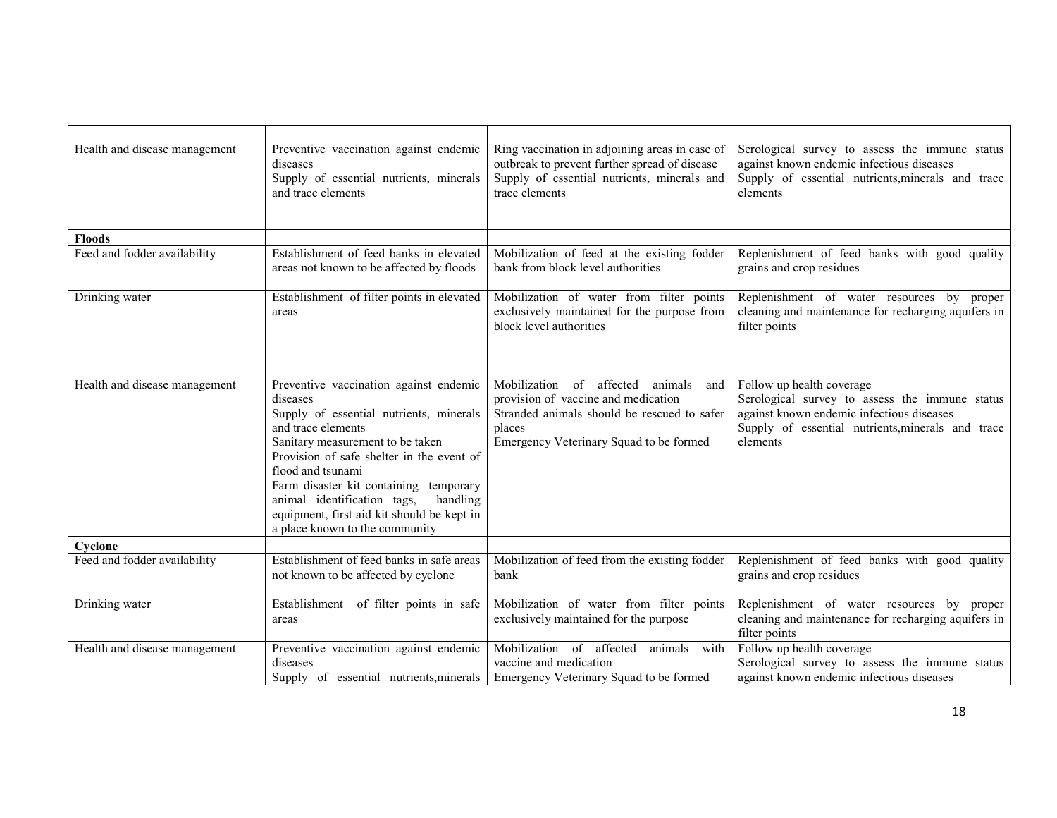| | | | |
|---|---|---|---|
| Health and disease management | Preventive vaccination against endemic diseases<br>Supply of essential nutrients, minerals and trace elements | Ring vaccination in adjoining areas in case of outbreak to prevent further spread of disease<br>Supply of essential nutrients, minerals and trace elements | Serological survey to assess the immune status against known endemic infectious diseases<br>Supply of essential nutrients,minerals and trace elements |
| **Floods** | | | |
| Feed and fodder availability | Establishment of feed banks in elevated areas not known to be affected by floods | Mobilization of feed at the existing fodder bank from block level authorities | Replenishment of feed banks with good quality grains and crop residues |
| Drinking water | Establishment of filter points in elevated areas | Mobilization of water from filter points exclusively maintained for the purpose from block level authorities | Replenishment of water resources by proper cleaning and maintenance for recharging aquifers in filter points |
| Health and disease management | Preventive vaccination against endemic diseases<br>Supply of essential nutrients, minerals and trace elements<br>Sanitary measurement to be taken<br>Provision of safe shelter in the event of flood and tsunami<br>Farm disaster kit containing temporary animal identification tags, handling equipment, first aid kit should be kept in a place known to the community | Mobilization of affected animals and provision of vaccine and medication<br>Stranded animals should be rescued to safer places<br>Emergency Veterinary Squad to be formed | Follow up health coverage<br>Serological survey to assess the immune status against known endemic infectious diseases<br>Supply of essential nutrients,minerals and trace elements |
| **Cyclone** | | | |
| Feed and fodder availability | Establishment of feed banks in safe areas not known to be affected by cyclone | Mobilization of feed from the existing fodder bank | Replenishment of feed banks with good quality grains and crop residues |
| Drinking water | Establishment of filter points in safe areas | Mobilization of water from filter points exclusively maintained for the purpose | Replenishment of water resources by proper cleaning and maintenance for recharging aquifers in filter points |
| Health and disease management | Preventive vaccination against endemic diseases<br>Supply of essential nutrients,minerals | Mobilization of affected animals with vaccine and medication<br>Emergency Veterinary Squad to be formed | Follow up health coverage<br>Serological survey to assess the immune status against known endemic infectious diseases |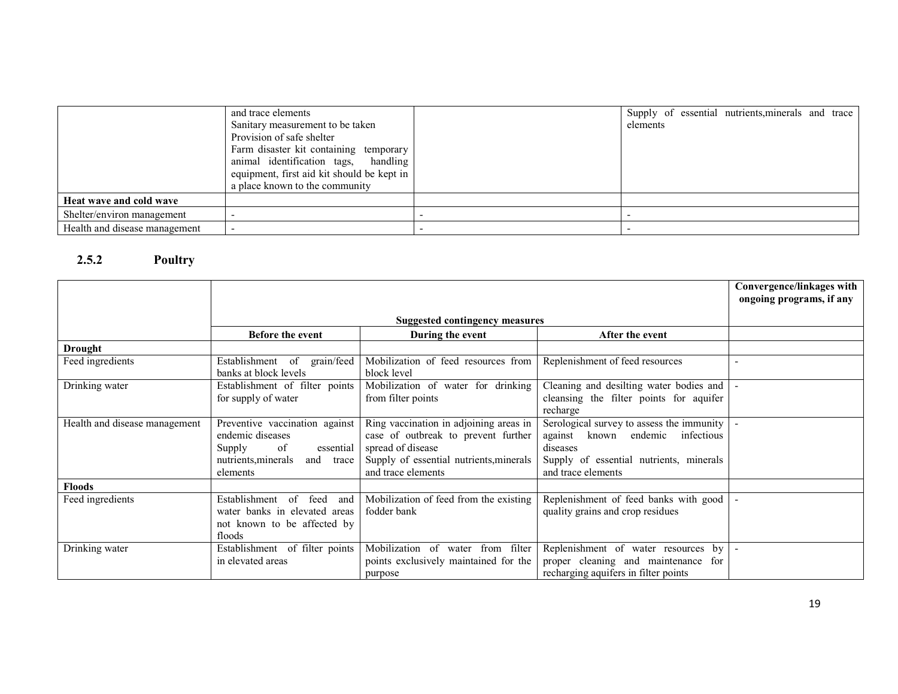|  |  |  |  |
|---|---|---|---|
|  | and trace elements<br>Sanitary measurement to be taken<br>Provision of safe shelter<br>Farm disaster kit containing temporary animal identification tags, handling equipment, first aid kit should be kept in a place known to the community |  | Supply of essential nutrients,minerals and trace elements |
| **Heat wave and cold wave** |  |  |  |
| Shelter/environ management | - | - | - |
| Health and disease management | - | - | - |

### 2.5.2 Poultry

|  | Suggested contingency measures |  |  | Convergence/linkages with ongoing programs, if any |
|---|---|---|---|---|
|  | Before the event | During the event | After the event |  |
| **Drought** |  |  |  |  |
| Feed ingredients | Establishment of grain/feed banks at block levels | Mobilization of feed resources from block level | Replenishment of feed resources | - |
| Drinking water | Establishment of filter points for supply of water | Mobilization of water for drinking from filter points | Cleaning and desilting water bodies and cleansing the filter points for aquifer recharge | - |
| Health and disease management | Preventive vaccination against endemic diseases<br>Supply of essential nutrients,minerals and trace elements | Ring vaccination in adjoining areas in case of outbreak to prevent further spread of disease<br>Supply of essential nutrients,minerals and trace elements | Serological survey to assess the immunity against known endemic infectious diseases<br>Supply of essential nutrients, minerals and trace elements | - |
| **Floods** |  |  |  |  |
| Feed ingredients | Establishment of feed and water banks in elevated areas not known to be affected by floods | Mobilization of feed from the existing fodder bank | Replenishment of feed banks with good quality grains and crop residues | - |
| Drinking water | Establishment of filter points in elevated areas | Mobilization of water from filter points exclusively maintained for the purpose | Replenishment of water resources by proper cleaning and maintenance for recharging aquifers in filter points | - |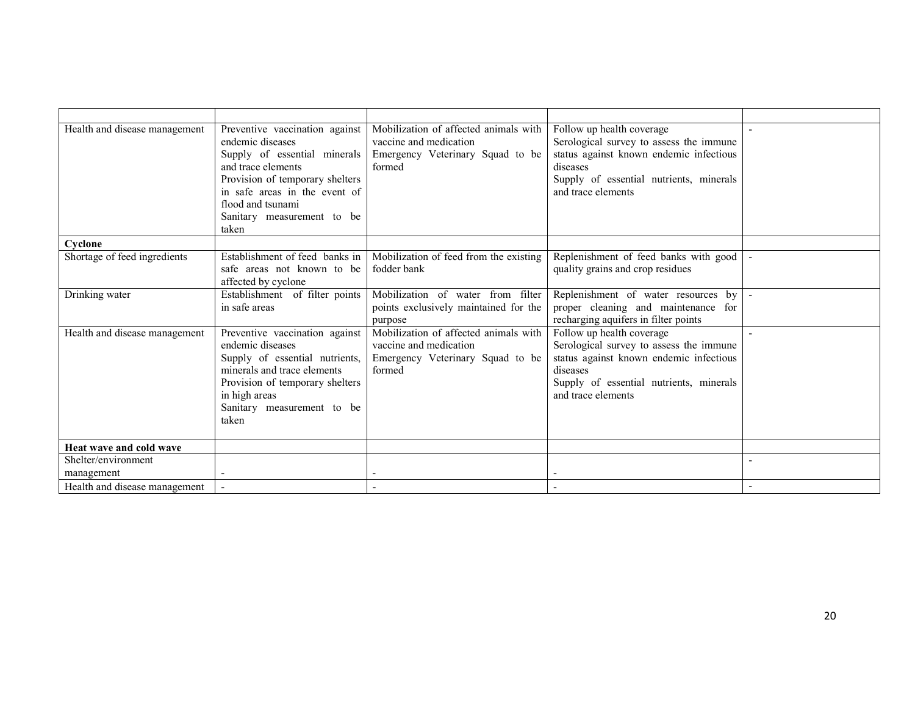| | | | | |
|---|---|---|---|---|
| Health and disease management | Preventive vaccination against endemic diseases<br>Supply of essential minerals and trace elements<br>Provision of temporary shelters in safe areas in the event of flood and tsunami<br>Sanitary measurement to be taken | Mobilization of affected animals with vaccine and medication<br>Emergency Veterinary Squad to be formed | Follow up health coverage<br>Serological survey to assess the immune status against known endemic infectious diseases<br>Supply of essential nutrients, minerals and trace elements | - |
| **Cyclone** | | | | |
| Shortage of feed ingredients | Establishment of feed banks in safe areas not known to be affected by cyclone | Mobilization of feed from the existing fodder bank | Replenishment of feed banks with good quality grains and crop residues | - |
| Drinking water | Establishment of filter points in safe areas | Mobilization of water from filter points exclusively maintained for the purpose | Replenishment of water resources by proper cleaning and maintenance for recharging aquifers in filter points | - |
| Health and disease management | Preventive vaccination against endemic diseases<br>Supply of essential nutrients, minerals and trace elements<br>Provision of temporary shelters in high areas<br>Sanitary measurement to be taken | Mobilization of affected animals with vaccine and medication<br>Emergency Veterinary Squad to be formed | Follow up health coverage<br>Serological survey to assess the immune status against known endemic infectious diseases<br>Supply of essential nutrients, minerals and trace elements | - |
| **Heat wave and cold wave** | | | | |
| Shelter/environment management | - | - | - | - |
| Health and disease management | - | - | - | - |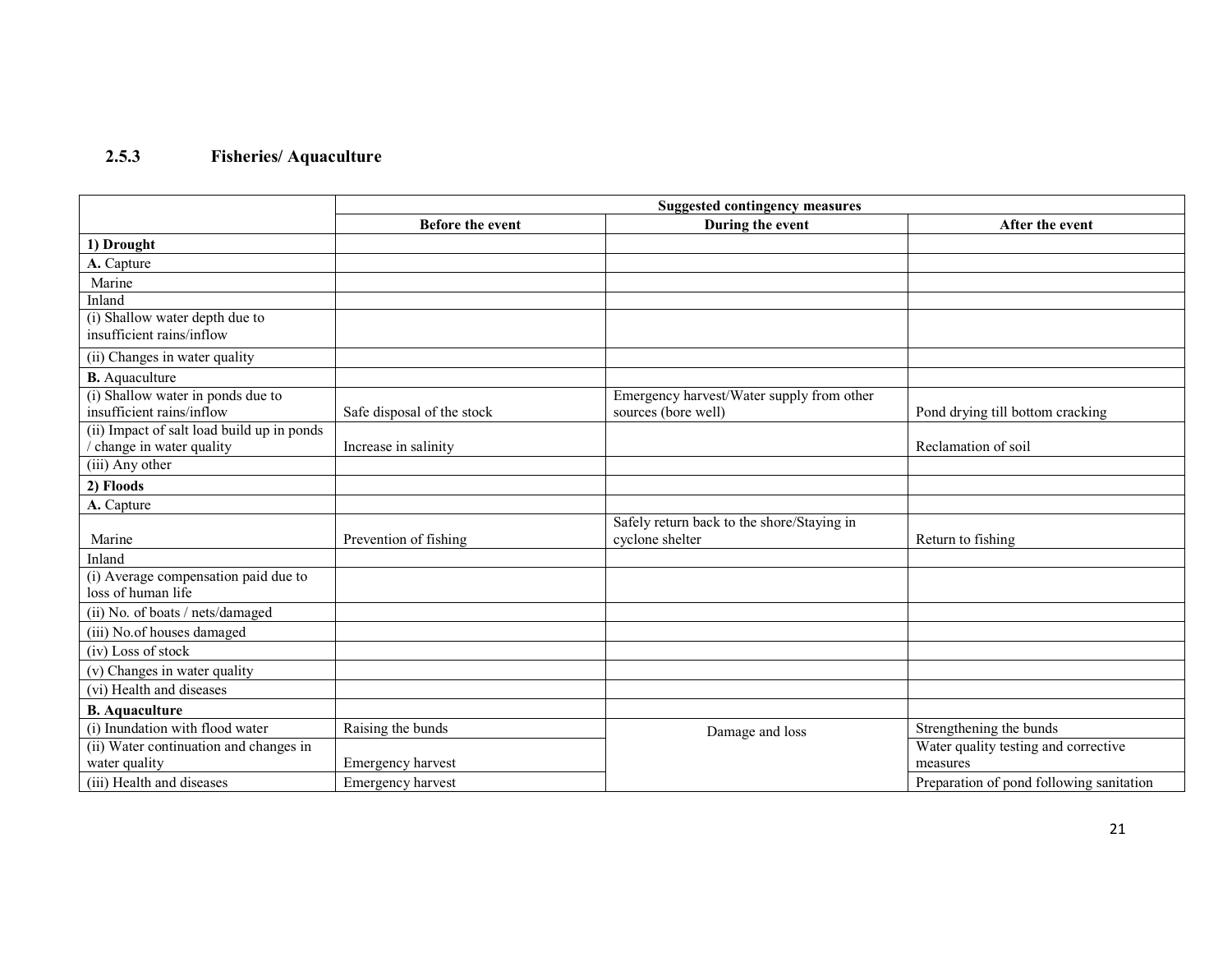### 2.5.3 Fisheries/ Aquaculture

| | Suggested contingency measures | | |
|---|---|---|---|
| | **Before the event** | **During the event** | **After the event** |
| **1) Drought** | | | |
| **A.** Capture | | | |
| Marine | | | |
| Inland | | | |
| (i) Shallow water depth due to insufficient rains/inflow | | | |
| (ii) Changes in water quality | | | |
| **B.** Aquaculture | | | |
| (i) Shallow water in ponds due to insufficient rains/inflow | Safe disposal of the stock | Emergency harvest/Water supply from other sources (bore well) | Pond drying till bottom cracking |
| (ii) Impact of salt load build up in ponds / change in water quality | Increase in salinity | | Reclamation of soil |
| (iii) Any other | | | |
| **2) Floods** | | | |
| **A.** Capture | | | |
| Marine | Prevention of fishing | Safely return back to the shore/Staying in cyclone shelter | Return to fishing |
| Inland | | | |
| (i) Average compensation paid due to loss of human life | | | |
| (ii) No. of boats / nets/damaged | | | |
| (iii) No.of houses damaged | | | |
| (iv) Loss of stock | | | |
| (v) Changes in water quality | | | |
| (vi) Health and diseases | | | |
| **B. Aquaculture** | | | |
| (i) Inundation with flood water | Raising the bunds | Damage and loss | Strengthening the bunds |
| (ii) Water continuation and changes in water quality | Emergency harvest | | Water quality testing and corrective measures |
| (iii) Health and diseases | Emergency harvest | | Preparation of pond following sanitation |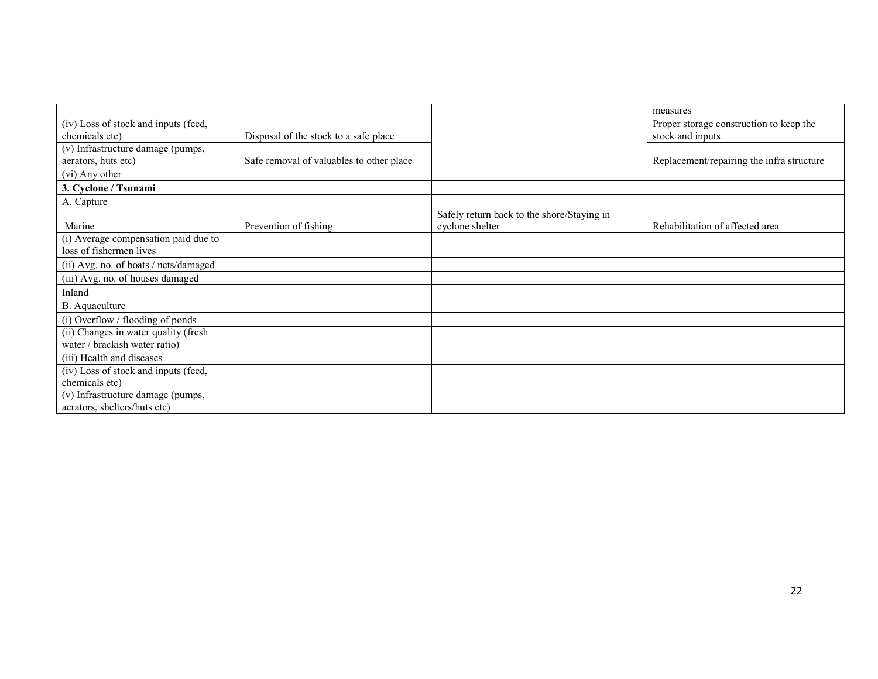| | | | |
|---|---|---|---|
| | | | measures |
| (iv) Loss of stock and inputs (feed, chemicals etc) | Disposal of the stock to a safe place | | Proper storage construction to keep the stock and inputs |
| (v) Infrastructure damage (pumps, aerators, huts etc) | Safe removal of valuables to other place | | Replacement/repairing the infra structure |
| (vi) Any other | | | |
| **3. Cyclone / Tsunami** | | | |
| A. Capture | | | |
| Marine | Prevention of fishing | Safely return back to the shore/Staying in cyclone shelter | Rehabilitation of affected area |
| (i) Average compensation paid due to loss of fishermen lives | | | |
| (ii) Avg. no. of boats / nets/damaged | | | |
| (iii) Avg. no. of houses damaged | | | |
| Inland | | | |
| B. Aquaculture | | | |
| (i) Overflow / flooding of ponds | | | |
| (ii) Changes in water quality (fresh water / brackish water ratio) | | | |
| (iii) Health and diseases | | | |
| (iv) Loss of stock and inputs (feed, chemicals etc) | | | |
| (v) Infrastructure damage (pumps, aerators, shelters/huts etc) | | | |